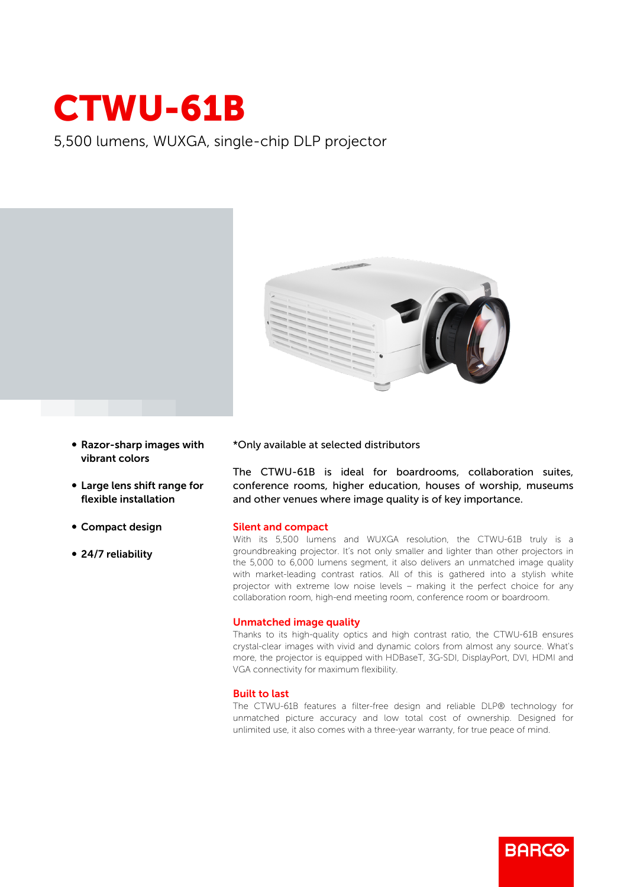# CTWU-61B

5,500 lumens, WUXGA, single-chip DLP projector

- **Razor-sharp images with vibrant colors**
- **Large lens shift range for flexible installation**
- **Compact design**
- **24/7 reliability**

*Only available at selected distributors

The CTWU-61B is ideal for boardrooms, collaboration suites, conference rooms, higher education, houses of worship, museums and other venues where image quality is of key importance.

## Silent and compact

With its 5,500 lumens and WUXGA resolution, the CTWU-61B truly is a groundbreaking projector. It's not only smaller and lighter than other projectors in the 5,000 to 6,000 lumens segment, it also delivers an unmatched image quality with market-leading contrast ratios. All of this is gathered into a stylish white projector with extreme low noise levels – making it the perfect choice for any collaboration room, high-end meeting room, conference room or boardroom.

## Unmatched image quality

Thanks to its high-quality optics and high contrast ratio, the CTWU-61B ensures crystal-clear images with vivid and dynamic colors from almost any source. What's more, the projector is equipped with HDBaseT, 3G-SDI, DisplayPort, DVI, HDMI and VGA connectivity for maximum flexibility.

## Built to last

The CTWU-61B features a filter-free design and reliable DLP® technology for unmatched picture accuracy and low total cost of ownership. Designed for unlimited use, it also comes with a three-year warranty, for true peace of mind.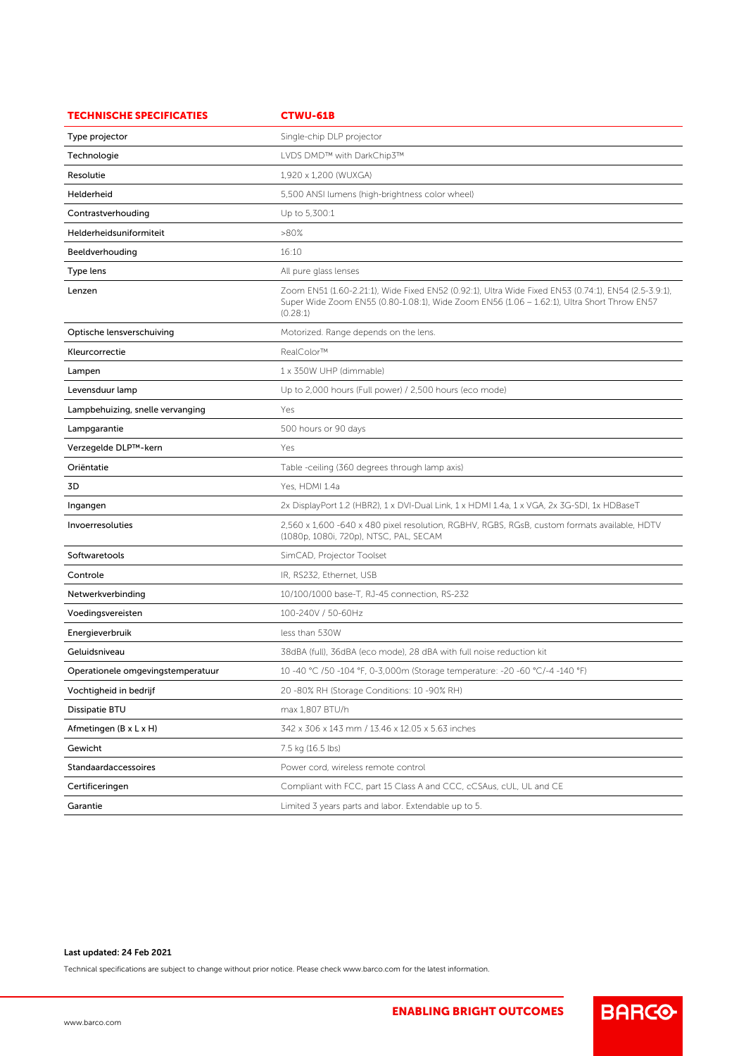| TECHNISCHE SPECIFICATIES | CTWU-61B |
|---|---|
| Type projector | Single-chip DLP projector |
| Technologie | LVDS DMD™ with DarkChip3™ |
| Resolutie | 1,920 x 1,200 (WUXGA) |
| Helderheid | 5,500 ANSI lumens (high-brightness color wheel) |
| Contrastverhouding | Up to 5,300:1 |
| Helderheidsuniformiteit | >80% |
| Beeldverhouding | 16:10 |
| Type lens | All pure glass lenses |
| Lenzen | Zoom EN51 (1.60-2.21:1), Wide Fixed EN52 (0.92:1), Ultra Wide Fixed EN53 (0.74:1), EN54 (2.5-3.9:1), Super Wide Zoom EN55 (0.80-1.08:1), Wide Zoom EN56 (1.06 – 1.62:1), Ultra Short Throw EN57 (0.28:1) |
| Optische lensverschuiving | Motorized. Range depends on the lens. |
| Kleurcorrectie | RealColor™ |
| Lampen | 1 x 350W UHP (dimmable) |
| Levensduur lamp | Up to 2,000 hours (Full power) / 2,500 hours (eco mode) |
| Lampbehuizing, snelle vervanging | Yes |
| Lampgarantie | 500 hours or 90 days |
| Verzegelde DLP™-kern | Yes |
| Oriëntatie | Table -ceiling (360 degrees through lamp axis) |
| 3D | Yes, HDMI 1.4a |
| Ingangen | 2x DisplayPort 1.2 (HBR2), 1 x DVI-Dual Link, 1 x HDMI 1.4a, 1 x VGA, 2x 3G-SDI, 1x HDBaseT |
| Invoerresoluties | 2,560 x 1,600 -640 x 480 pixel resolution, RGBHV, RGBS, RGsB, custom formats available, HDTV (1080p, 1080i, 720p), NTSC, PAL, SECAM |
| Softwaretools | SimCAD, Projector Toolset |
| Controle | IR, RS232, Ethernet, USB |
| Netwerkverbinding | 10/100/1000 base-T, RJ-45 connection, RS-232 |
| Voedingsvereisten | 100-240V / 50-60Hz |
| Energieverbruik | less than 530W |
| Geluidsniveau | 38dBA (full), 36dBA (eco mode), 28 dBA with full noise reduction kit |
| Operationele omgevingstemperatuur | 10 -40 °C /50 -104 °F, 0-3,000m (Storage temperature: -20 -60 °C/-4 -140 °F) |
| Vochtigheid in bedrijf | 20 -80% RH (Storage Conditions: 10 -90% RH) |
| Dissipatie BTU | max 1,807 BTU/h |
| Afmetingen (B x L x H) | 342 x 306 x 143 mm / 13.46 x 12.05 x 5.63 inches |
| Gewicht | 7.5 kg (16.5 lbs) |
| Standaardaccessoires | Power cord, wireless remote control |
| Certificeringen | Compliant with FCC, part 15 Class A and CCC, cCSAus, cUL, UL and CE |
| Garantie | Limited 3 years parts and labor. Extendable up to 5. |

**Last updated: 24 Feb 2021**

Technical specifications are subject to change without prior notice. Please check www.barco.com for the latest information.

ENABLING BRIGHT OUTCOMES

www.barco.com